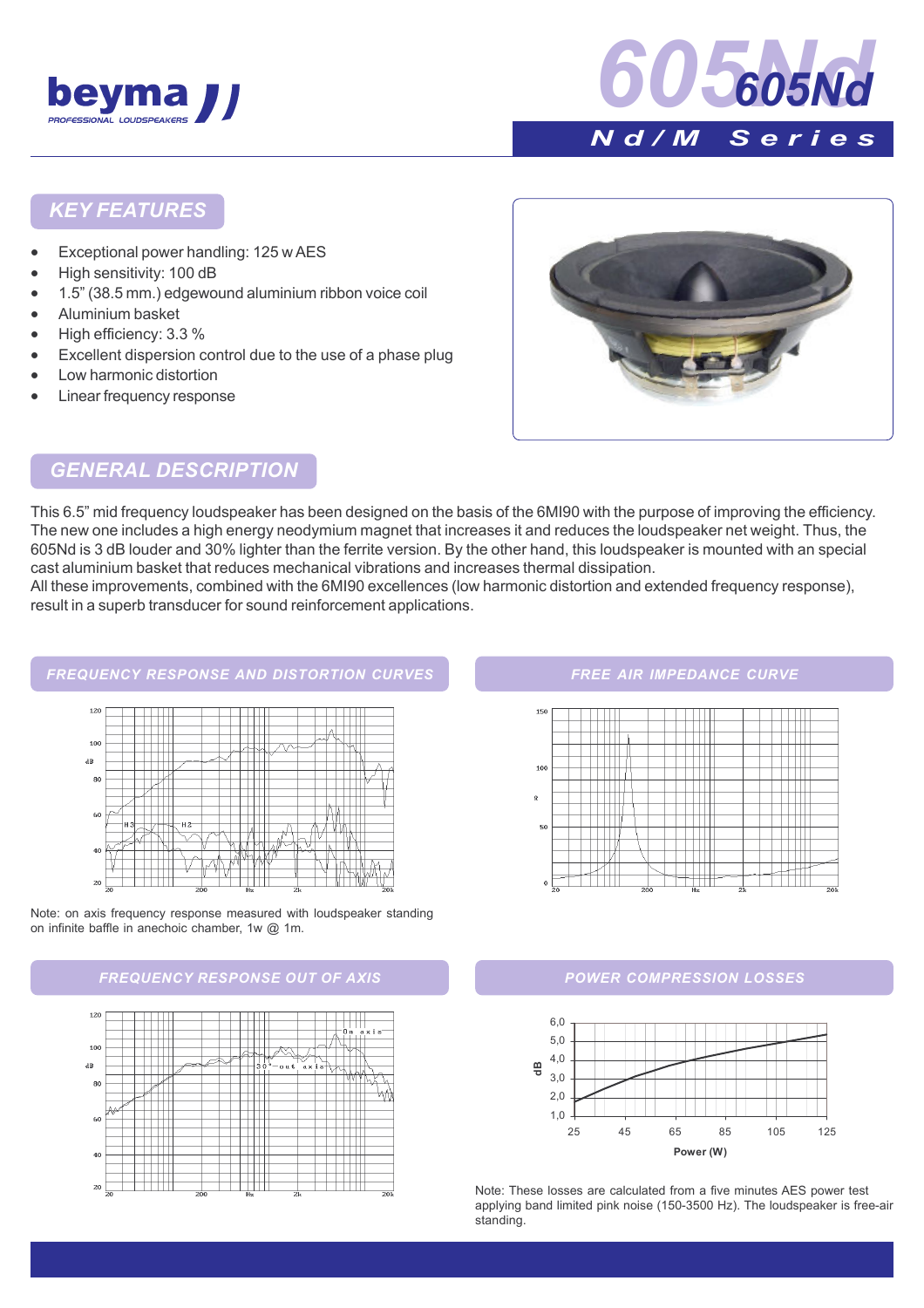# 605Nd

**Nd/M Series**

## KEY FEATURES

- Exceptional power handling: 125 w AES
- High sensitivity: 100 dB
- 1.5" (38.5 mm.) edgewound aluminium ribbon voice coil
- Aluminium basket
- High efficiency: 3.3 %
- Excellent dispersion control due to the use of a phase plug
- Low harmonic distortion
- Linear frequency response

## GENERAL DESCRIPTION

This 6.5" mid frequency loudspeaker has been designed on the basis of the 6MI90 with the purpose of improving the efficiency. The new one includes a high energy neodymium magnet that increases it and reduces the loudspeaker net weight. Thus, the 605Nd is 3 dB louder and 30% lighter than the ferrite version. By the other hand, this loudspeaker is mounted with an special cast aluminium basket that reduces mechanical vibrations and increases thermal dissipation.
All these improvements, combined with the 6MI90 excellences (low harmonic distortion and extended frequency response), result in a superb transducer for sound reinforcement applications.

## FREQUENCY RESPONSE AND DISTORTION CURVES

Note: on axis frequency response measured with loudspeaker standing on infinite baffle in anechoic chamber, 1w @ 1m.

## FREE AIR IMPEDANCE CURVE

## FREQUENCY RESPONSE OUT OF AXIS

## POWER COMPRESSION LOSSES

Note: These losses are calculated from a five minutes AES power test applying band limited pink noise (150-3500 Hz). The loudspeaker is free-air standing.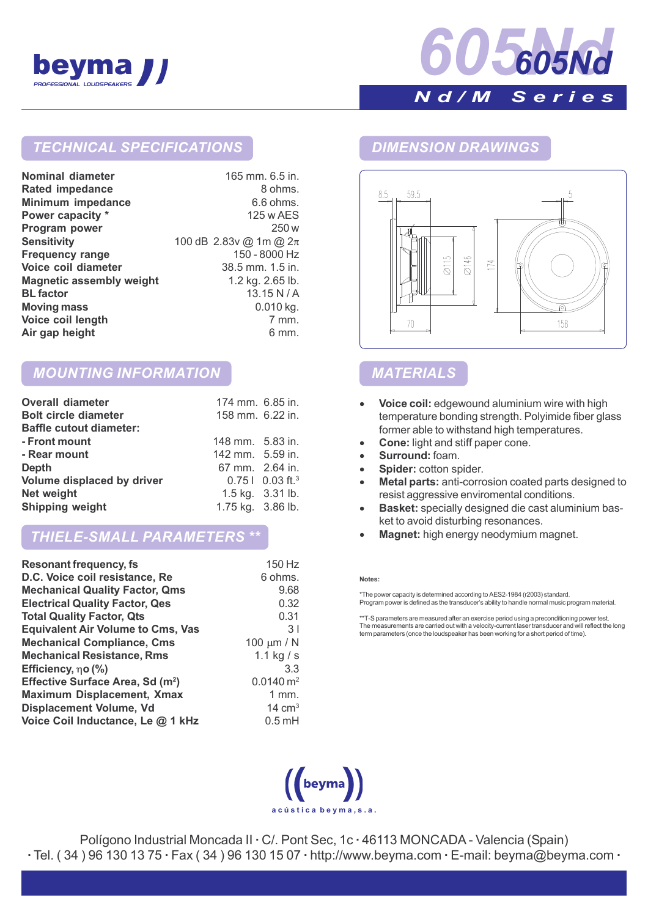beyma
PROFESSIONAL LOUDSPEAKERS

# 605Nd

Nd/M Series

## TECHNICAL SPECIFICATIONS

| | |
|---|---|
| **Nominal diameter** | 165 mm. 6.5 in. |
| **Rated impedance** | 8 ohms. |
| **Minimum impedance** | 6.6 ohms. |
| **Power capacity** * | 125 w AES |
| **Program power** | 250 w |
| **Sensitivity** | 100 dB 2.83v @ 1m @ 2π |
| **Frequency range** | 150 - 8000 Hz |
| **Voice coil diameter** | 38.5 mm. 1.5 in. |
| **Magnetic assembly weight** | 1.2 kg. 2.65 lb. |
| **BL factor** | 13.15 N / A |
| **Moving mass** | 0.010 kg. |
| **Voice coil length** | 7 mm. |
| **Air gap height** | 6 mm. |

## DIMENSION DRAWINGS

8.5
59.5
5
Ø115
Ø146
174
70
158

## MOUNTING INFORMATION

| | |
|---|---|
| **Overall diameter** | 174 mm. 6.85 in. |
| **Bolt circle diameter** | 158 mm. 6.22 in. |
| **Baffle cutout diameter:** | |
| **- Front mount** | 148 mm. 5.83 in. |
| **- Rear mount** | 142 mm. 5.59 in. |
| **Depth** | 67 mm. 2.64 in. |
| **Volume displaced by driver** | 0.75 l 0.03 ft.$^3$ |
| **Net weight** | 1.5 kg. 3.31 lb. |
| **Shipping weight** | 1.75 kg. 3.86 lb. |

## MATERIALS

- **Voice coil:** edgewound aluminium wire with high temperature bonding strength. Polyimide fiber glass former able to withstand high temperatures.
- **Cone:** light and stiff paper cone.
- **Surround:** foam.
- **Spider:** cotton spider.
- **Metal parts:** anti-corrosion coated parts designed to resist aggressive enviromental conditions.
- **Basket:** specially designed die cast aluminium basket to avoid disturbing resonances.
- **Magnet:** high energy neodymium magnet.

## THIELE-SMALL PARAMETERS **

| | |
|---|---|
| **Resonant frequency, fs** | 150 Hz |
| **D.C. Voice coil resistance, Re** | 6 ohms. |
| **Mechanical Quality Factor, Qms** | 9.68 |
| **Electrical Quality Factor, Qes** | 0.32 |
| **Total Quality Factor, Qts** | 0.31 |
| **Equivalent Air Volume to Cms, Vas** | 3 l |
| **Mechanical Compliance, Cms** | 100 μm / N |
| **Mechanical Resistance, Rms** | 1.1 kg / s |
| **Efficiency, ηo (%)** | 3.3 |
| **Effective Surface Area, Sd (m$^2$)** | 0.0140 m$^2$ |
| **Maximum Displacement, Xmax** | 1 mm. |
| **Displacement Volume, Vd** | 14 cm$^3$ |
| **Voice Coil Inductance, Le @ 1 kHz** | 0.5 mH |

**Notes:**

*The power capacity is determined according to AES2-1984 (r2003) standard.
Program power is defined as the transducer's ability to handle normal music program material.

**T-S parameters are measured after an exercise period using a preconditioning power test.
The measurements are carried out with a velocity-current laser transducer and will reflect the long term parameters (once the loudspeaker has been working for a short period of time).

beyma
acústica beyma, s.a.

Polígono Industrial Moncada II · C/. Pont Sec, 1c · 46113 MONCADA - Valencia (Spain)
· Tel. ( 34 ) 96 130 13 75 · Fax ( 34 ) 96 130 15 07 · http://www.beyma.com · E-mail: beyma@beyma.com ·